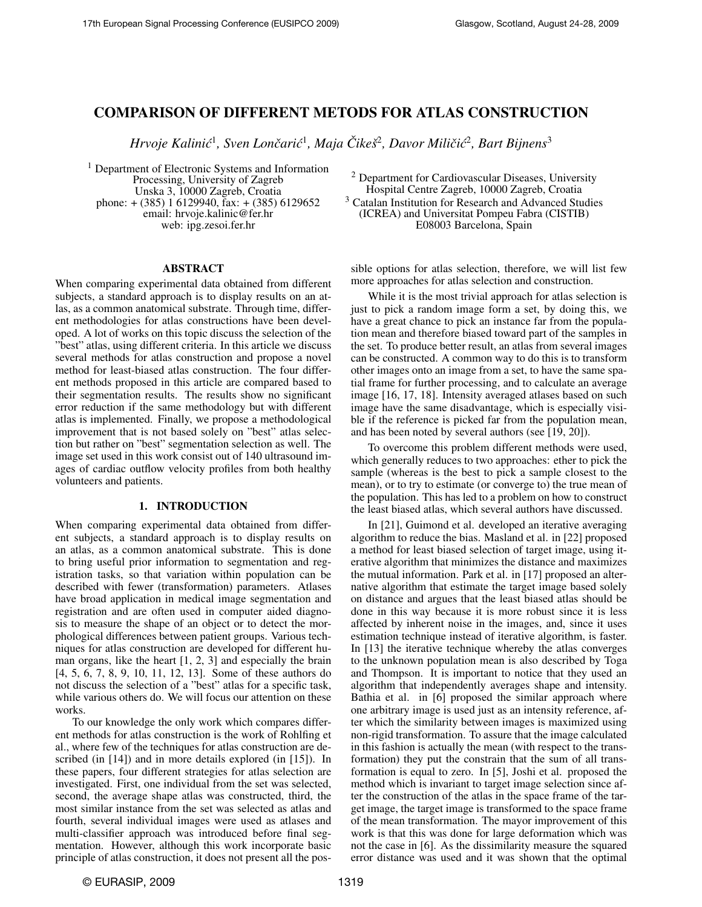# COMPARISON OF DIFFERENT METODS FOR ATLAS CONSTRUCTION

*Hrvoje Kalinić[1], Sven Lončarić[1], Maja Čikeš[2], Davor Miličić[2], Bart Bijnens[3]*

[1] Department of Electronic Systems and Information Processing, University of Zagreb
Unska 3, 10000 Zagreb, Croatia
phone: + (385) 1 6129940, fax: + (385) 6129652
email: hrvoje.kalinic@fer.hr
web: ipg.zesoi.fer.hr

[2] Department for Cardiovascular Diseases, University Hospital Centre Zagreb, 10000 Zagreb, Croatia
[3] Catalan Institution for Research and Advanced Studies (ICREA) and Universitat Pompeu Fabra (CISTIB)
E08003 Barcelona, Spain

## ABSTRACT

When comparing experimental data obtained from different subjects, a standard approach is to display results on an atlas, as a common anatomical substrate. Through time, different methodologies for atlas constructions have been developed. A lot of works on this topic discuss the selection of the "best" atlas, using different criteria. In this article we discuss several methods for atlas construction and propose a novel method for least-biased atlas construction. The four different methods proposed in this article are compared based to their segmentation results. The results show no significant error reduction if the same methodology but with different atlas is implemented. Finally, we propose a methodological improvement that is not based solely on "best" atlas selection but rather on "best" segmentation selection as well. The image set used in this work consist out of 140 ultrasound images of cardiac outflow velocity profiles from both healthy volunteers and patients.

## 1. INTRODUCTION

When comparing experimental data obtained from different subjects, a standard approach is to display results on an atlas, as a common anatomical substrate. This is done to bring useful prior information to segmentation and registration tasks, so that variation within population can be described with fewer (transformation) parameters. Atlases have broad application in medical image segmentation and registration and are often used in computer aided diagnosis to measure the shape of an object or to detect the morphological differences between patient groups. Various techniques for atlas construction are developed for different human organs, like the heart [1, 2, 3] and especially the brain [4, 5, 6, 7, 8, 9, 10, 11, 12, 13]. Some of these authors do not discuss the selection of a "best" atlas for a specific task, while various others do. We will focus our attention on these works.

To our knowledge the only work which compares different methods for atlas construction is the work of Rohlfing et al., where few of the techniques for atlas construction are described (in [14]) and in more details explored (in [15]). In these papers, four different strategies for atlas selection are investigated. First, one individual from the set was selected, second, the average shape atlas was constructed, third, the most similar instance from the set was selected as atlas and fourth, several individual images were used as atlases and multi-classifier approach was introduced before final segmentation. However, although this work incorporate basic principle of atlas construction, it does not present all the possible options for atlas selection, therefore, we will list few more approaches for atlas selection and construction.

While it is the most trivial approach for atlas selection is just to pick a random image form a set, by doing this, we have a great chance to pick an instance far from the population mean and therefore biased toward part of the samples in the set. To produce better result, an atlas from several images can be constructed. A common way to do this is to transform other images onto an image from a set, to have the same spatial frame for further processing, and to calculate an average image [16, 17, 18]. Intensity averaged atlases based on such image have the same disadvantage, which is especially visible if the reference is picked far from the population mean, and has been noted by several authors (see [19, 20]).

To overcome this problem different methods were used, which generally reduces to two approaches: ether to pick the sample (whereas is the best to pick a sample closest to the mean), or to try to estimate (or converge to) the true mean of the population. This has led to a problem on how to construct the least biased atlas, which several authors have discussed.

In [21], Guimond et al. developed an iterative averaging algorithm to reduce the bias. Masland et al. in [22] proposed a method for least biased selection of target image, using iterative algorithm that minimizes the distance and maximizes the mutual information. Park et al. in [17] proposed an alternative algorithm that estimate the target image based solely on distance and argues that the least biased atlas should be done in this way because it is more robust since it is less affected by inherent noise in the images, and, since it uses estimation technique instead of iterative algorithm, is faster. In [13] the iterative technique whereby the atlas converges to the unknown population mean is also described by Toga and Thompson. It is important to notice that they used an algorithm that independently averages shape and intensity. Bathia et al. in [6] proposed the similar approach where one arbitrary image is used just as an intensity reference, after which the similarity between images is maximized using non-rigid transformation. To assure that the image calculated in this fashion is actually the mean (with respect to the transformation) they put the constrain that the sum of all transformation is equal to zero. In [5], Joshi et al. proposed the method which is invariant to target image selection since after the construction of the atlas in the space frame of the target image, the target image is transformed to the space frame of the mean transformation. The mayor improvement of this work is that this was done for large deformation which was not the case in [6]. As the dissimilarity measure the squared error distance was used and it was shown that the optimal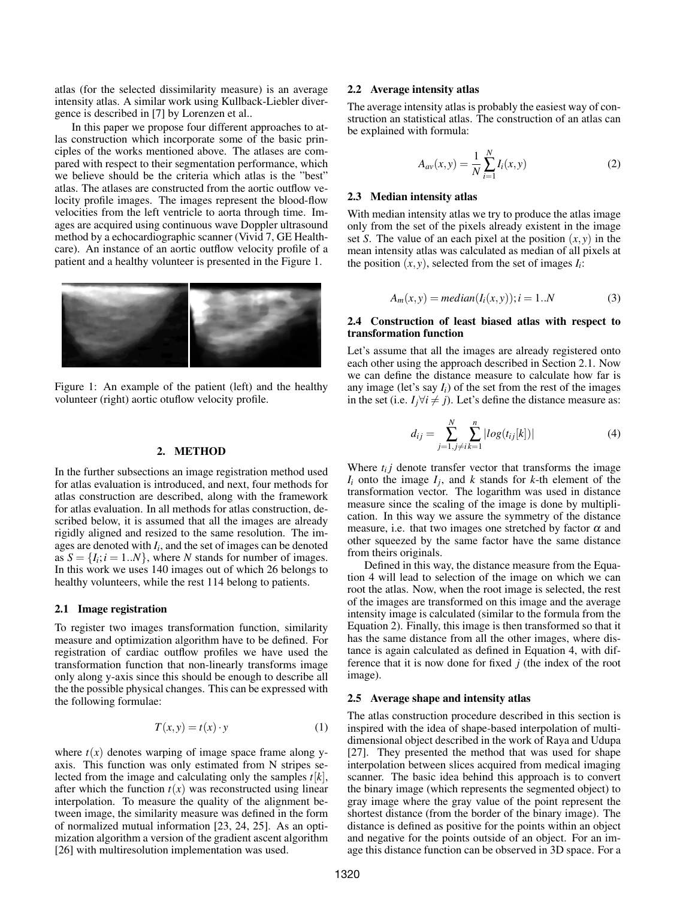atlas (for the selected dissimilarity measure) is an average intensity atlas. A similar work using Kullback-Liebler divergence is described in [7] by Lorenzen et al..

In this paper we propose four different approaches to atlas construction which incorporate some of the basic principles of the works mentioned above. The atlases are compared with respect to their segmentation performance, which we believe should be the criteria which atlas is the "best" atlas. The atlases are constructed from the aortic outflow velocity profile images. The images represent the blood-flow velocities from the left ventricle to aorta through time. Images are acquired using continuous wave Doppler ultrasound method by a echocardiographic scanner (Vivid 7, GE Healthcare). An instance of an aortic outflow velocity profile of a patient and a healthy volunteer is presented in the Figure 1.

Figure 1: An example of the patient (left) and the healthy volunteer (right) aortic otuflow velocity profile.

## 2. METHOD

In the further subsections an image registration method used for atlas evaluation is introduced, and next, four methods for atlas construction are described, along with the framework for atlas evaluation. In all methods for atlas construction, described below, it is assumed that all the images are already rigidly aligned and resized to the same resolution. The images are denoted with $I_i$, and the set of images can be denoted as $S = \{I_i; i = 1..N\}$, where $N$ stands for number of images. In this work we uses 140 images out of which 26 belongs to healthy volunteers, while the rest 114 belong to patients.

### 2.1 Image registration

To register two images transformation function, similarity measure and optimization algorithm have to be defined. For registration of cardiac outflow profiles we have used the transformation function that non-linearly transforms image only along y-axis since this should be enough to describe all the the possible physical changes. This can be expressed with the following formulae:

$$T(x,y) = t(x) \cdot y \tag{1}$$

where $t(x)$ denotes warping of image space frame along y-axis. This function was only estimated from N stripes selected from the image and calculating only the samples $t[k]$, after which the function $t(x)$ was reconstructed using linear interpolation. To measure the quality of the alignment between image, the similarity measure was defined in the form of normalized mutual information [23, 24, 25]. As an optimization algorithm a version of the gradient ascent algorithm [26] with multiresolution implementation was used.

### 2.2 Average intensity atlas

The average intensity atlas is probably the easiest way of construction an statistical atlas. The construction of an atlas can be explained with formula:

$$A_{av}(x,y) = \frac{1}{N}\sum_{i=1}^{N} I_i(x,y) \tag{2}$$

### 2.3 Median intensity atlas

With median intensity atlas we try to produce the atlas image only from the set of the pixels already existent in the image set $S$. The value of an each pixel at the position $(x,y)$ in the mean intensity atlas was calculated as median of all pixels at the position $(x,y)$, selected from the set of images $I_i$:

$$A_m(x,y) = median(I_i(x,y)); i = 1..N \tag{3}$$

### 2.4 Construction of least biased atlas with respect to transformation function

Let's assume that all the images are already registered onto each other using the approach described in Section 2.1. Now we can define the distance measure to calculate how far is any image (let's say $I_i$) of the set from the rest of the images in the set (i.e. $I_j \forall i \neq j$). Let's define the distance measure as:

$$d_{ij} = \sum_{j=1, j\neq i}^{N} \sum_{k=1}^{n} |log(t_{ij}[k])| \tag{4}$$

Where $t_i j$ denote transfer vector that transforms the image $I_i$ onto the image $I_j$, and $k$ stands for $k$-th element of the transformation vector. The logarithm was used in distance measure since the scaling of the image is done by multiplication. In this way we assure the symmetry of the distance measure, i.e. that two images one stretched by factor $\alpha$ and other squeezed by the same factor have the same distance from theirs originals.

Defined in this way, the distance measure from the Equation 4 will lead to selection of the image on which we can root the atlas. Now, when the root image is selected, the rest of the images are transformed on this image and the average intensity image is calculated (similar to the formula from the Equation 2). Finally, this image is then transformed so that it has the same distance from all the other images, where distance is again calculated as defined in Equation 4, with difference that it is now done for fixed $j$ (the index of the root image).

### 2.5 Average shape and intensity atlas

The atlas construction procedure described in this section is inspired with the idea of shape-based interpolation of multi-dimensional object described in the work of Raya and Udupa [27]. They presented the method that was used for shape interpolation between slices acquired from medical imaging scanner. The basic idea behind this approach is to convert the binary image (which represents the segmented object) to gray image where the gray value of the point represent the shortest distance (from the border of the binary image). The distance is defined as positive for the points within an object and negative for the points outside of an object. For an image this distance function can be observed in 3D space. For a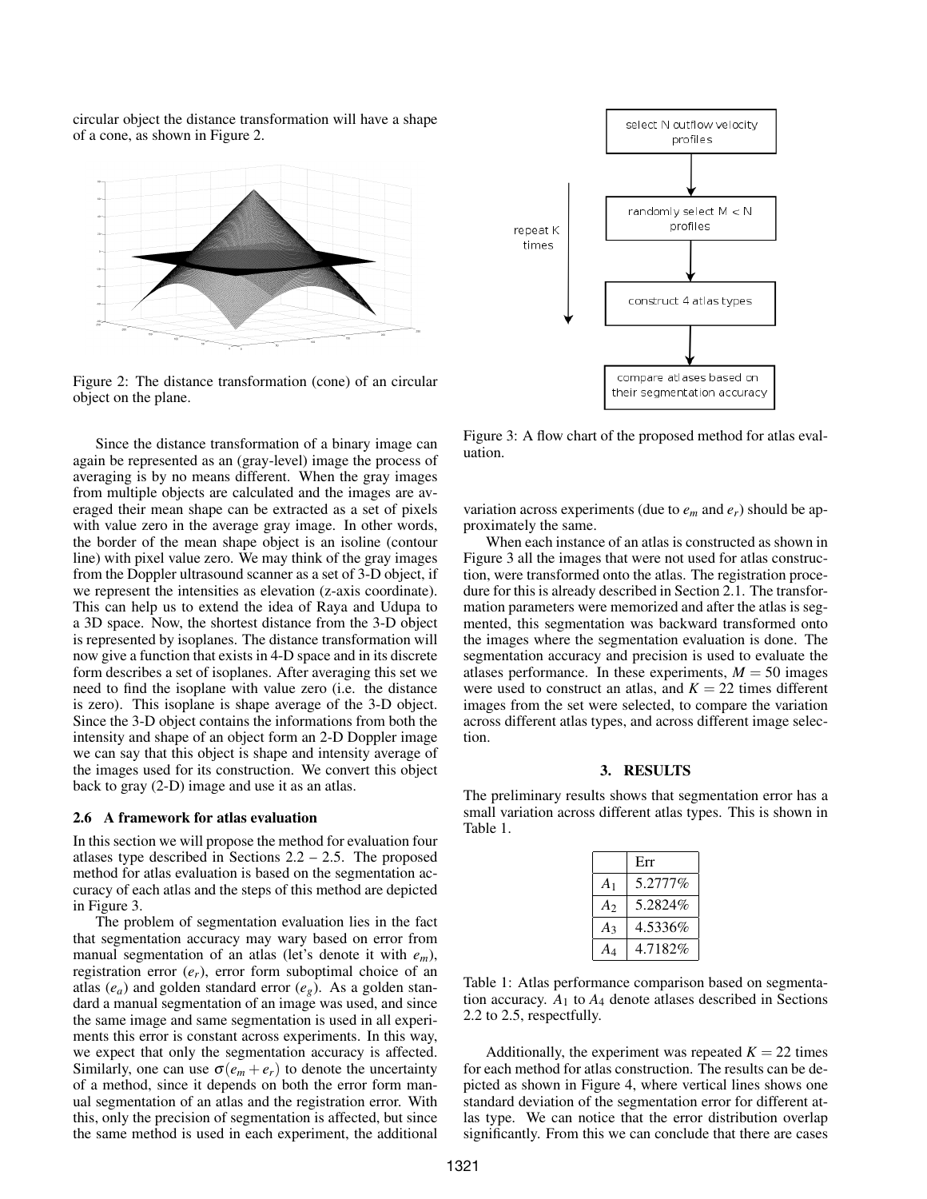circular object the distance transformation will have a shape of a cone, as shown in Figure 2.

Figure 2: The distance transformation (cone) of an circular object on the plane.

Since the distance transformation of a binary image can again be represented as an (gray-level) image the process of averaging is by no means different. When the gray images from multiple objects are calculated and the images are averaged their mean shape can be extracted as a set of pixels with value zero in the average gray image. In other words, the border of the mean shape object is an isoline (contour line) with pixel value zero. We may think of the gray images from the Doppler ultrasound scanner as a set of 3-D object, if we represent the intensities as elevation (z-axis coordinate). This can help us to extend the idea of Raya and Udupa to a 3D space. Now, the shortest distance from the 3-D object is represented by isoplanes. The distance transformation will now give a function that exists in 4-D space and in its discrete form describes a set of isoplanes. After averaging this set we need to find the isoplane with value zero (i.e. the distance is zero). This isoplane is shape average of the 3-D object. Since the 3-D object contains the informations from both the intensity and shape of an object form an 2-D Doppler image we can say that this object is shape and intensity average of the images used for its construction. We convert this object back to gray (2-D) image and use it as an atlas.

### 2.6 A framework for atlas evaluation

In this section we will propose the method for evaluation four atlases type described in Sections 2.2 – 2.5. The proposed method for atlas evaluation is based on the segmentation accuracy of each atlas and the steps of this method are depicted in Figure 3.

The problem of segmentation evaluation lies in the fact that segmentation accuracy may wary based on error from manual segmentation of an atlas (let's denote it with $e_m$), registration error ($e_r$), error form suboptimal choice of an atlas ($e_a$) and golden standard error ($e_g$). As a golden standard a manual segmentation of an image was used, and since the same image and same segmentation is used in all experiments this error is constant across experiments. In this way, we expect that only the segmentation accuracy is affected. Similarly, one can use $\sigma(e_m + e_r)$ to denote the uncertainty of a method, since it depends on both the error form manual segmentation of an atlas and the registration error. With this, only the precision of segmentation is affected, but since the same method is used in each experiment, the additional variation across experiments (due to $e_m$ and $e_r$) should be approximately the same.

select N outflow velocity profiles → randomly select M < N profiles → construct 4 atlas types → compare atlases based on their segmentation accuracy (repeat K times)

Figure 3: A flow chart of the proposed method for atlas evaluation.

When each instance of an atlas is constructed as shown in Figure 3 all the images that were not used for atlas construction, were transformed onto the atlas. The registration procedure for this is already described in Section 2.1. The transformation parameters were memorized and after the atlas is segmented, this segmentation was backward transformed onto the images where the segmentation evaluation is done. The segmentation accuracy and precision is used to evaluate the atlases performance. In these experiments, $M = 50$ images were used to construct an atlas, and $K = 22$ times different images from the set were selected, to compare the variation across different atlas types, and across different image selection.

## 3. RESULTS

The preliminary results shows that segmentation error has a small variation across different atlas types. This is shown in Table 1.

| | Err |
|---|---|
| $A_1$ | 5.2777% |
| $A_2$ | 5.2824% |
| $A_3$ | 4.5336% |
| $A_4$ | 4.7182% |

Table 1: Atlas performance comparison based on segmentation accuracy. $A_1$ to $A_4$ denote atlases described in Sections 2.2 to 2.5, respectfully.

Additionally, the experiment was repeated $K = 22$ times for each method for atlas construction. The results can be depicted as shown in Figure 4, where vertical lines shows one standard deviation of the segmentation error for different atlas type. We can notice that the error distribution overlap significantly. From this we can conclude that there are cases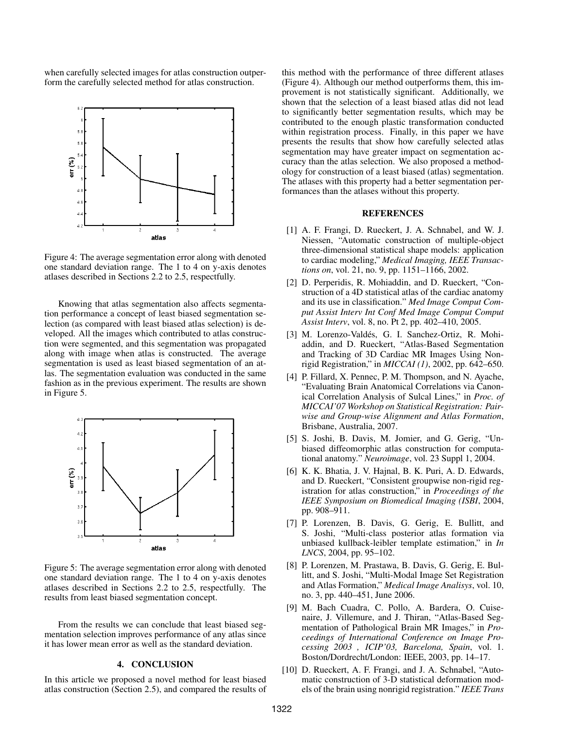when carefully selected images for atlas construction outperform the carefully selected method for atlas construction.

Figure 4: The average segmentation error along with denoted one standard deviation range. The 1 to 4 on y-axis denotes atlases described in Sections 2.2 to 2.5, respectfully.

Knowing that atlas segmentation also affects segmentation performance a concept of least biased segmentation selection (as compared with least biased atlas selection) is developed. All the images which contributed to atlas construction were segmented, and this segmentation was propagated along with image when atlas is constructed. The average segmentation is used as least biased segmentation of an atlas. The segmentation evaluation was conducted in the same fashion as in the previous experiment. The results are shown in Figure 5.

Figure 5: The average segmentation error along with denoted one standard deviation range. The 1 to 4 on y-axis denotes atlases described in Sections 2.2 to 2.5, respectfully. The results from least biased segmentation concept.

From the results we can conclude that least biased segmentation selection improves performance of any atlas since it has lower mean error as well as the standard deviation.

## 4. CONCLUSION

In this article we proposed a novel method for least biased atlas construction (Section 2.5), and compared the results of this method with the performance of three different atlases (Figure 4). Although our method outperforms them, this improvement is not statistically significant. Additionally, we shown that the selection of a least biased atlas did not lead to significantly better segmentation results, which may be contributed to the enough plastic transformation conducted within registration process. Finally, in this paper we have presents the results that show how carefully selected atlas segmentation may have greater impact on segmentation accuracy than the atlas selection. We also proposed a methodology for construction of a least biased (atlas) segmentation. The atlases with this property had a better segmentation performances than the atlases without this property.

## REFERENCES

[1] A. F. Frangi, D. Rueckert, J. A. Schnabel, and W. J. Niessen, "Automatic construction of multiple-object three-dimensional statistical shape models: application to cardiac modeling," *Medical Imaging, IEEE Transactions on*, vol. 21, no. 9, pp. 1151–1166, 2002.

[2] D. Perperidis, R. Mohiaddin, and D. Rueckert, "Construction of a 4D statistical atlas of the cardiac anatomy and its use in classification." *Med Image Comput Comput Assist Interv Int Conf Med Image Comput Comput Assist Interv*, vol. 8, no. Pt 2, pp. 402–410, 2005.

[3] M. Lorenzo-Valdés, G. I. Sanchez-Ortiz, R. Mohiaddin, and D. Rueckert, "Atlas-Based Segmentation and Tracking of 3D Cardiac MR Images Using Non-rigid Registration," in *MICCAI (1)*, 2002, pp. 642–650.

[4] P. Fillard, X. Pennec, P. M. Thompson, and N. Ayache, "Evaluating Brain Anatomical Correlations via Canonical Correlation Analysis of Sulcal Lines," in *Proc. of MICCAI'07 Workshop on Statistical Registration: Pairwise and Group-wise Alignment and Atlas Formation*, Brisbane, Australia, 2007.

[5] S. Joshi, B. Davis, M. Jomier, and G. Gerig, "Unbiased diffeomorphic atlas construction for computational anatomy." *Neuroimage*, vol. 23 Suppl 1, 2004.

[6] K. K. Bhatia, J. V. Hajnal, B. K. Puri, A. D. Edwards, and D. Rueckert, "Consistent groupwise non-rigid registration for atlas construction," in *Proceedings of the IEEE Symposium on Biomedical Imaging (ISBI*, 2004, pp. 908–911.

[7] P. Lorenzen, B. Davis, G. Gerig, E. Bullitt, and S. Joshi, "Multi-class posterior atlas formation via unbiased kullback-leibler template estimation," in *In LNCS*, 2004, pp. 95–102.

[8] P. Lorenzen, M. Prastawa, B. Davis, G. Gerig, E. Bullitt, and S. Joshi, "Multi-Modal Image Set Registration and Atlas Formation," *Medical Image Analisys*, vol. 10, no. 3, pp. 440–451, June 2006.

[9] M. Bach Cuadra, C. Pollo, A. Bardera, O. Cuisenaire, J. Villemure, and J. Thiran, "Atlas-Based Segmentation of Pathological Brain MR Images," in *Proceedings of International Conference on Image Processing 2003 , ICIP'03, Barcelona, Spain*, vol. 1. Boston/Dordrecht/London: IEEE, 2003, pp. 14–17.

[10] D. Rueckert, A. F. Frangi, and J. A. Schnabel, "Automatic construction of 3-D statistical deformation models of the brain using nonrigid registration." *IEEE Trans*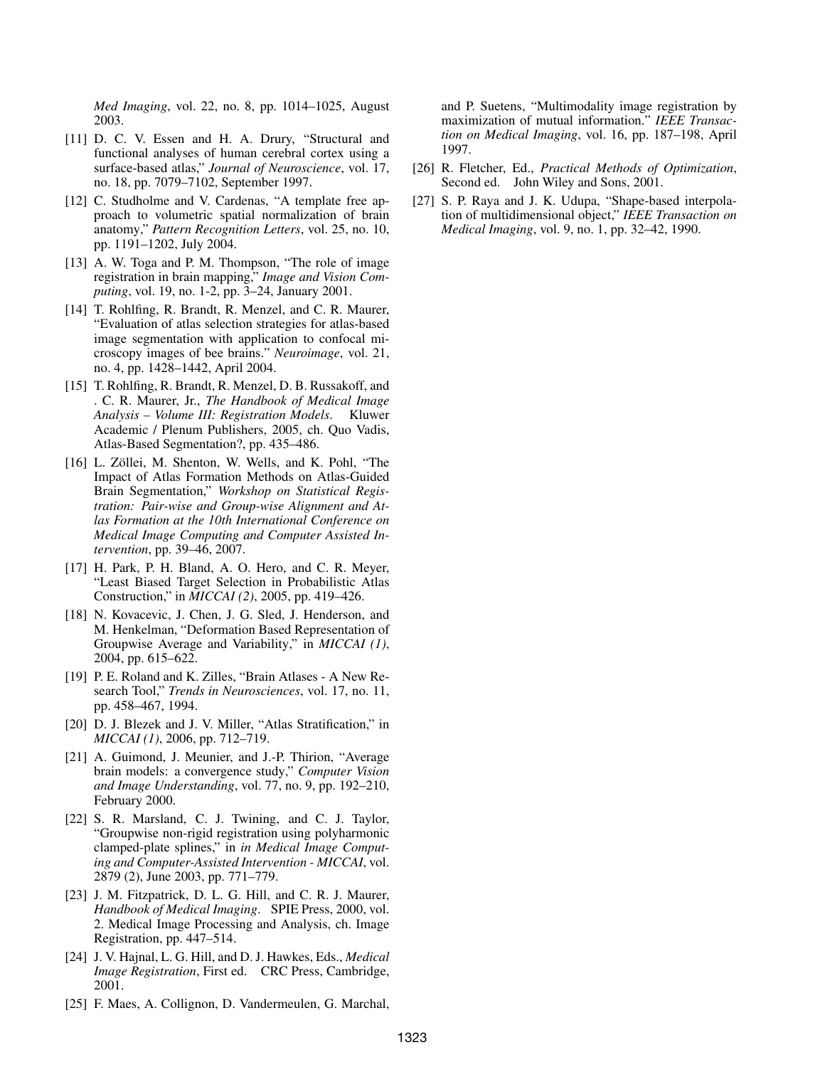*Med Imaging*, vol. 22, no. 8, pp. 1014–1025, August 2003.

[11] D. C. V. Essen and H. A. Drury, "Structural and functional analyses of human cerebral cortex using a surface-based atlas," *Journal of Neuroscience*, vol. 17, no. 18, pp. 7079–7102, September 1997.

[12] C. Studholme and V. Cardenas, "A template free approach to volumetric spatial normalization of brain anatomy," *Pattern Recognition Letters*, vol. 25, no. 10, pp. 1191–1202, July 2004.

[13] A. W. Toga and P. M. Thompson, "The role of image registration in brain mapping," *Image and Vision Computing*, vol. 19, no. 1-2, pp. 3–24, January 2001.

[14] T. Rohlfing, R. Brandt, R. Menzel, and C. R. Maurer, "Evaluation of atlas selection strategies for atlas-based image segmentation with application to confocal microscopy images of bee brains." *Neuroimage*, vol. 21, no. 4, pp. 1428–1442, April 2004.

[15] T. Rohlfing, R. Brandt, R. Menzel, D. B. Russakoff, and . C. R. Maurer, Jr., *The Handbook of Medical Image Analysis – Volume III: Registration Models*. Kluwer Academic / Plenum Publishers, 2005, ch. Quo Vadis, Atlas-Based Segmentation?, pp. 435–486.

[16] L. Zöllei, M. Shenton, W. Wells, and K. Pohl, "The Impact of Atlas Formation Methods on Atlas-Guided Brain Segmentation," *Workshop on Statistical Registration: Pair-wise and Group-wise Alignment and Atlas Formation at the 10th International Conference on Medical Image Computing and Computer Assisted Intervention*, pp. 39–46, 2007.

[17] H. Park, P. H. Bland, A. O. Hero, and C. R. Meyer, "Least Biased Target Selection in Probabilistic Atlas Construction," in *MICCAI (2)*, 2005, pp. 419–426.

[18] N. Kovacevic, J. Chen, J. G. Sled, J. Henderson, and M. Henkelman, "Deformation Based Representation of Groupwise Average and Variability," in *MICCAI (1)*, 2004, pp. 615–622.

[19] P. E. Roland and K. Zilles, "Brain Atlases - A New Research Tool," *Trends in Neurosciences*, vol. 17, no. 11, pp. 458–467, 1994.

[20] D. J. Blezek and J. V. Miller, "Atlas Stratification," in *MICCAI (1)*, 2006, pp. 712–719.

[21] A. Guimond, J. Meunier, and J.-P. Thirion, "Average brain models: a convergence study," *Computer Vision and Image Understanding*, vol. 77, no. 9, pp. 192–210, February 2000.

[22] S. R. Marsland, C. J. Twining, and C. J. Taylor, "Groupwise non-rigid registration using polyharmonic clamped-plate splines," in *in Medical Image Computing and Computer-Assisted Intervention - MICCAI*, vol. 2879 (2), June 2003, pp. 771–779.

[23] J. M. Fitzpatrick, D. L. G. Hill, and C. R. J. Maurer, *Handbook of Medical Imaging*. SPIE Press, 2000, vol. 2. Medical Image Processing and Analysis, ch. Image Registration, pp. 447–514.

[24] J. V. Hajnal, L. G. Hill, and D. J. Hawkes, Eds., *Medical Image Registration*, First ed. CRC Press, Cambridge, 2001.

[25] F. Maes, A. Collignon, D. Vandermeulen, G. Marchal, and P. Suetens, "Multimodality image registration by maximization of mutual information." *IEEE Transaction on Medical Imaging*, vol. 16, pp. 187–198, April 1997.

[26] R. Fletcher, Ed., *Practical Methods of Optimization*, Second ed. John Wiley and Sons, 2001.

[27] S. P. Raya and J. K. Udupa, "Shape-based interpolation of multidimensional object," *IEEE Transaction on Medical Imaging*, vol. 9, no. 1, pp. 32–42, 1990.